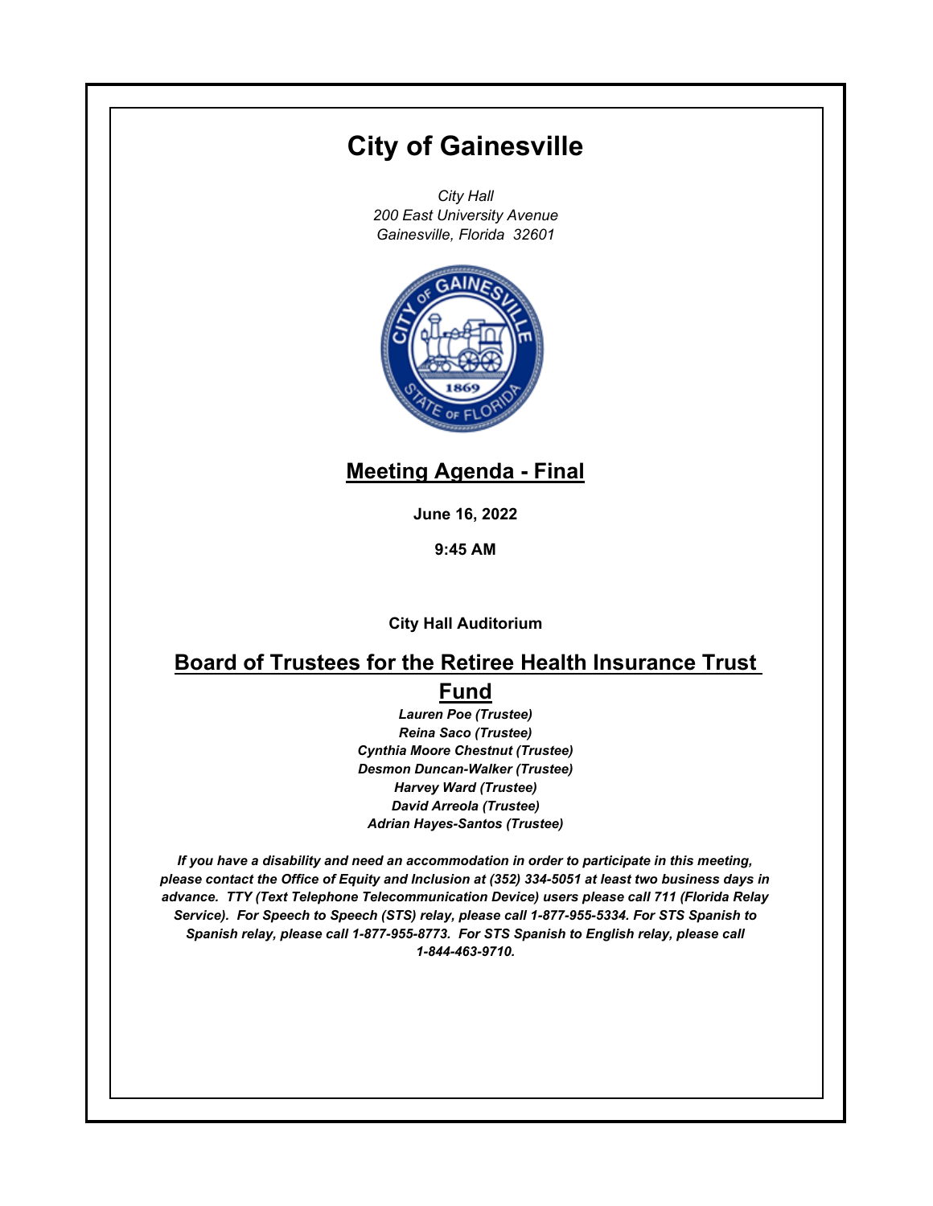# City of Gainesville

*City Hall*
*200 East University Avenue*
*Gainesville, Florida 32601*

## Meeting Agenda - Final

**June 16, 2022**

**9:45 AM**

**City Hall Auditorium**

## Board of Trustees for the Retiree Health Insurance Trust Fund

***Lauren Poe (Trustee)***
***Reina Saco (Trustee)***
***Cynthia Moore Chestnut (Trustee)***
***Desmon Duncan-Walker (Trustee)***
***Harvey Ward (Trustee)***
***David Arreola (Trustee)***
***Adrian Hayes-Santos (Trustee)***

***If you have a disability and need an accommodation in order to participate in this meeting, please contact the Office of Equity and Inclusion at (352) 334-5051 at least two business days in advance. TTY (Text Telephone Telecommunication Device) users please call 711 (Florida Relay Service). For Speech to Speech (STS) relay, please call 1-877-955-5334. For STS Spanish to Spanish relay, please call 1-877-955-8773. For STS Spanish to English relay, please call 1-844-463-9710.***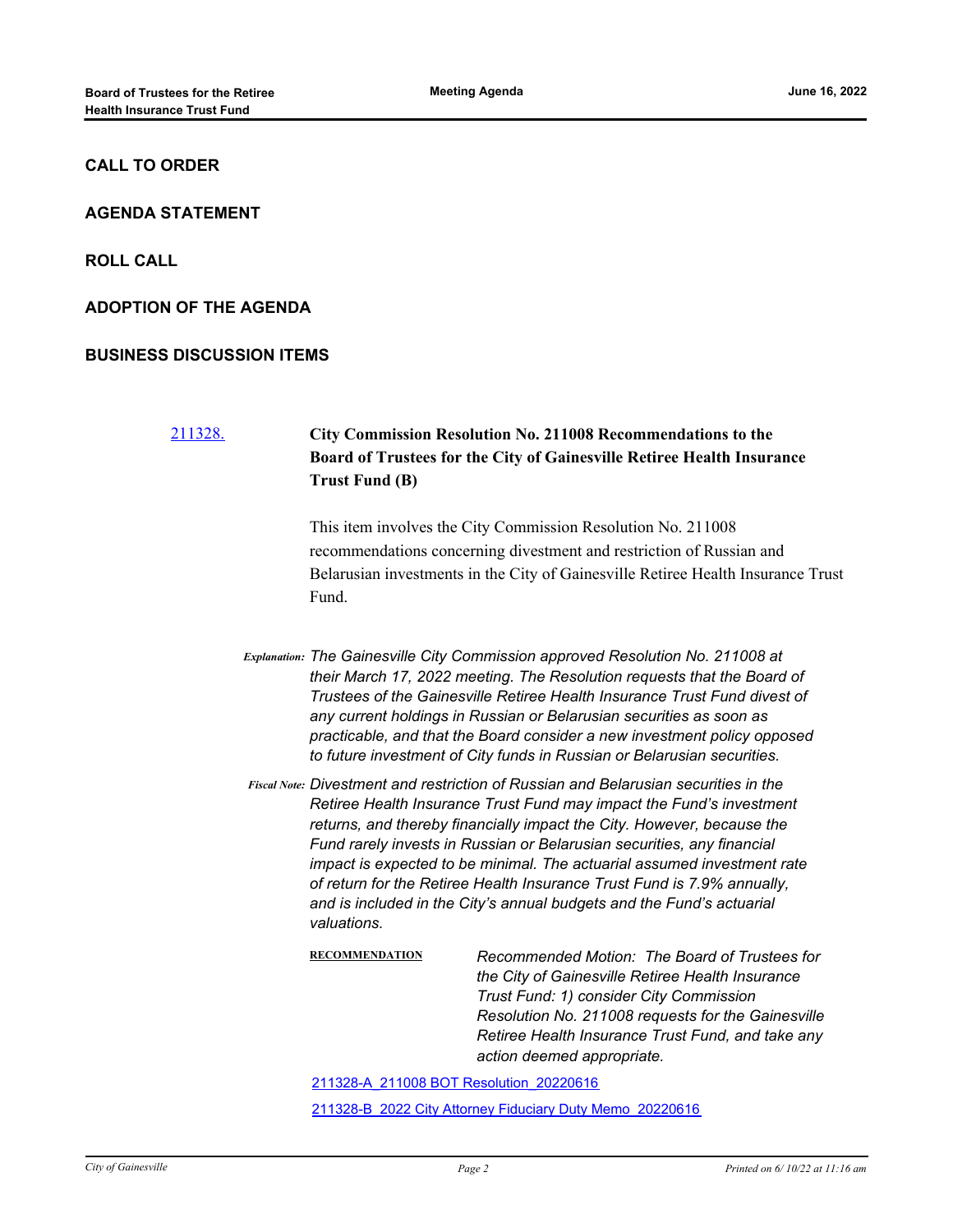## CALL TO ORDER

## AGENDA STATEMENT

## ROLL CALL

## ADOPTION OF THE AGENDA

## BUSINESS DISCUSSION ITEMS

[211328.](211328.)

**City Commission Resolution No. 211008 Recommendations to the Board of Trustees for the City of Gainesville Retiree Health Insurance Trust Fund (B)**

This item involves the City Commission Resolution No. 211008 recommendations concerning divestment and restriction of Russian and Belarusian investments in the City of Gainesville Retiree Health Insurance Trust Fund.

*Explanation:* *The Gainesville City Commission approved Resolution No. 211008 at their March 17, 2022 meeting. The Resolution requests that the Board of Trustees of the Gainesville Retiree Health Insurance Trust Fund divest of any current holdings in Russian or Belarusian securities as soon as practicable, and that the Board consider a new investment policy opposed to future investment of City funds in Russian or Belarusian securities.*

*Fiscal Note:* *Divestment and restriction of Russian and Belarusian securities in the Retiree Health Insurance Trust Fund may impact the Fund's investment returns, and thereby financially impact the City. However, because the Fund rarely invests in Russian or Belarusian securities, any financial impact is expected to be minimal. The actuarial assumed investment rate of return for the Retiree Health Insurance Trust Fund is 7.9% annually, and is included in the City's annual budgets and the Fund's actuarial valuations.*

**RECOMMENDATION** *Recommended Motion: The Board of Trustees for the City of Gainesville Retiree Health Insurance Trust Fund: 1) consider City Commission Resolution No. 211008 requests for the Gainesville Retiree Health Insurance Trust Fund, and take any action deemed appropriate.*

211328-A_211008 BOT Resolution_20220616

211328-B_2022 City Attorney Fiduciary Duty Memo_20220616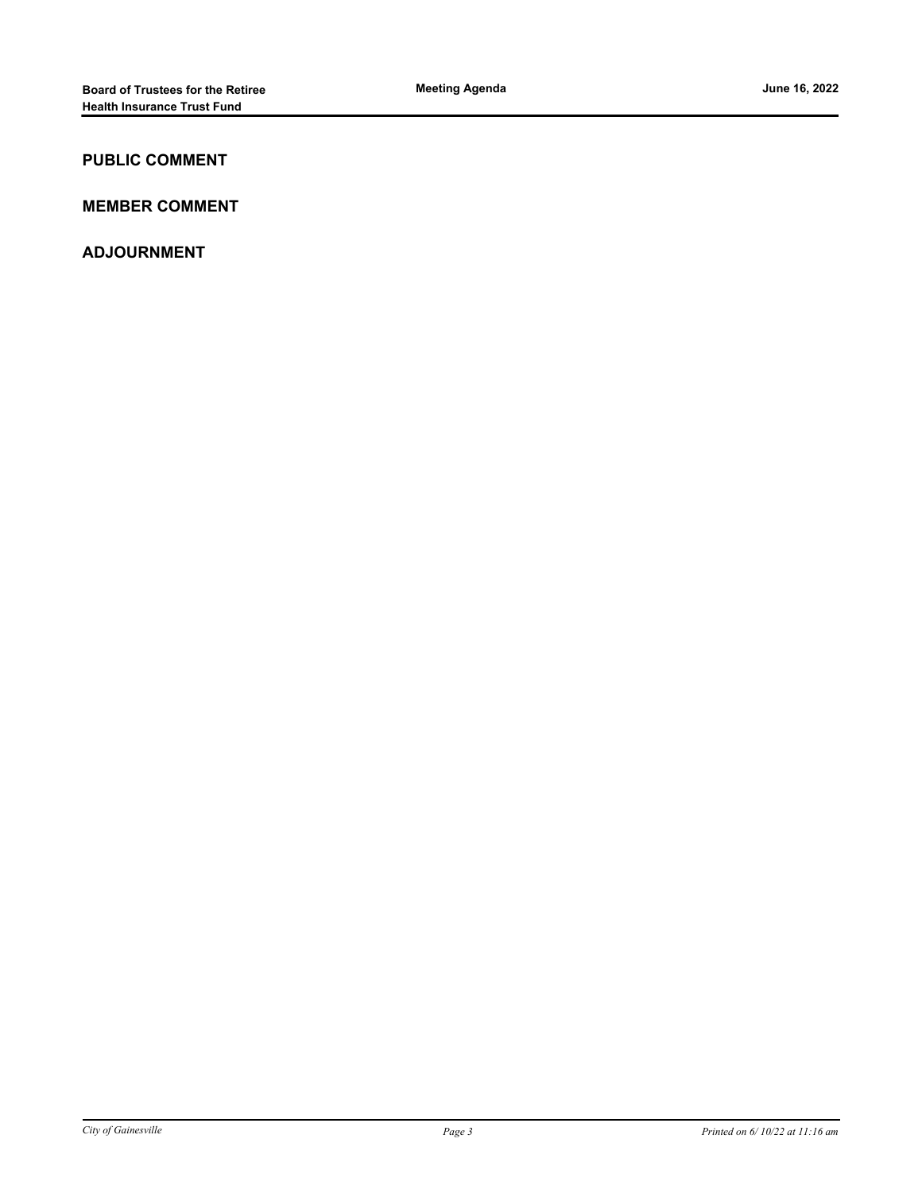## PUBLIC COMMENT

## MEMBER COMMENT

## ADJOURNMENT